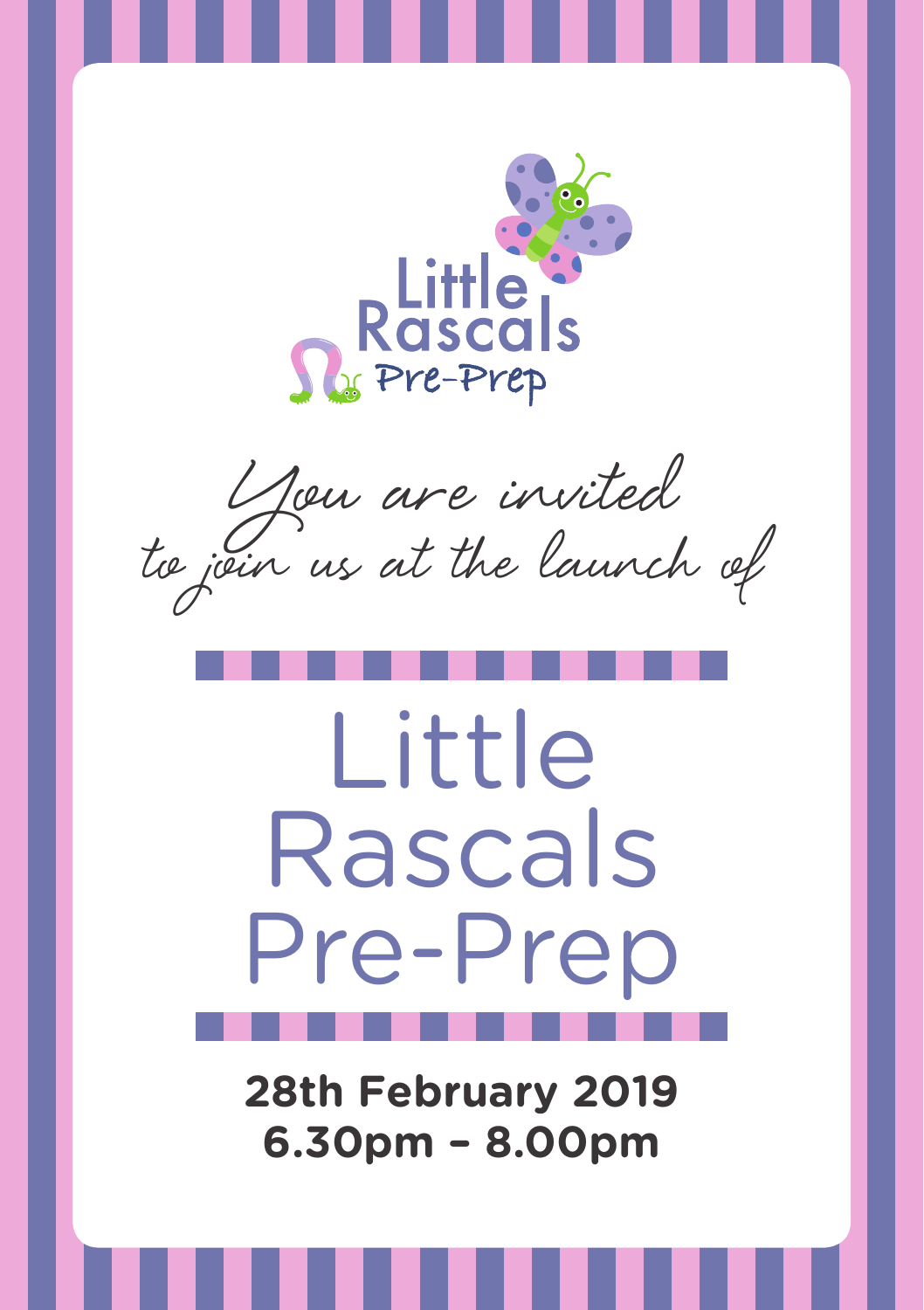Little Rascals Pre-Prep

*You are invited to join us at the launch of*

# Little Rascals Pre-Prep

**28th February 2019**
**6.30pm – 8.00pm**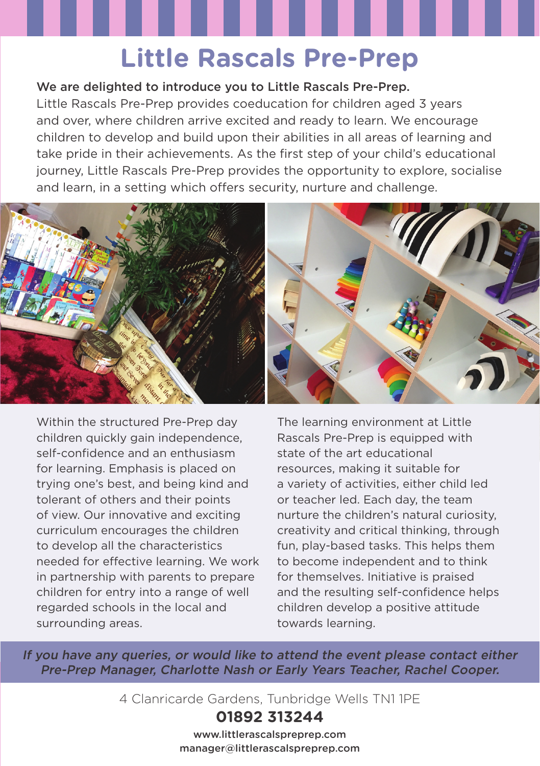# Little Rascals Pre-Prep

**We are delighted to introduce you to Little Rascals Pre-Prep.**
Little Rascals Pre-Prep provides coeducation for children aged 3 years and over, where children arrive excited and ready to learn. We encourage children to develop and build upon their abilities in all areas of learning and take pride in their achievements. As the first step of your child's educational journey, Little Rascals Pre-Prep provides the opportunity to explore, socialise and learn, in a setting which offers security, nurture and challenge.

Within the structured Pre-Prep day children quickly gain independence, self-confidence and an enthusiasm for learning. Emphasis is placed on trying one's best, and being kind and tolerant of others and their points of view. Our innovative and exciting curriculum encourages the children to develop all the characteristics needed for effective learning. We work in partnership with parents to prepare children for entry into a range of well regarded schools in the local and surrounding areas.

The learning environment at Little Rascals Pre-Prep is equipped with state of the art educational resources, making it suitable for a variety of activities, either child led or teacher led. Each day, the team nurture the children's natural curiosity, creativity and critical thinking, through fun, play-based tasks. This helps them to become independent and to think for themselves. Initiative is praised and the resulting self-confidence helps children develop a positive attitude towards learning.

***If you have any queries, or would like to attend the event please contact either Pre-Prep Manager, Charlotte Nash or Early Years Teacher, Rachel Cooper.***

4 Clanricarde Gardens, Tunbridge Wells TN1 1PE

**01892 313244**

www.littlerascalsprepreр.com
manager@littlerascalsprepreр.com